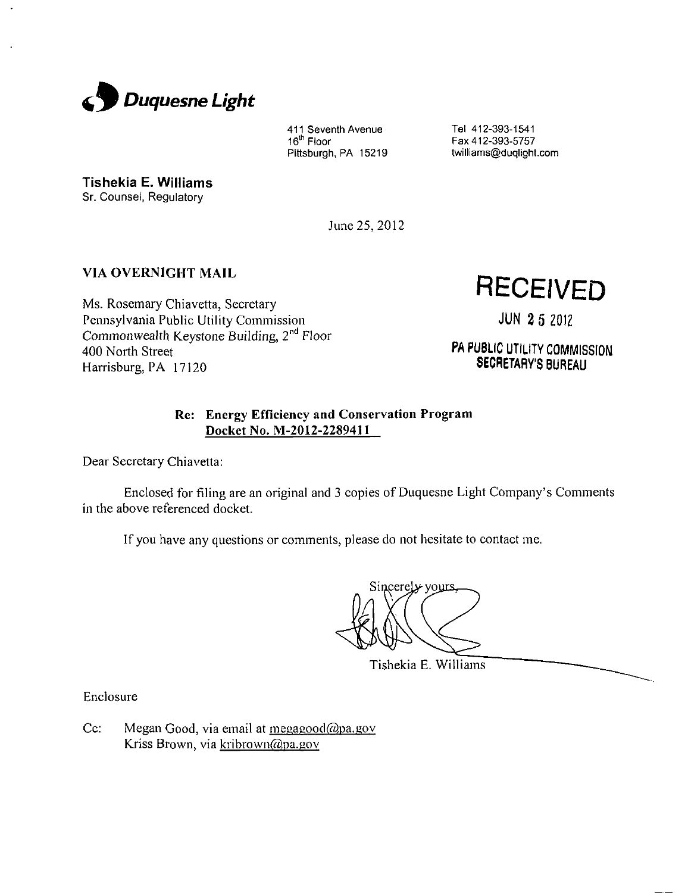**Duquesne Light**

411 Seventh Avenue
16th Floor
Pittsburgh, PA 15219

Tel 412-393-1541
Fax 412-393-5757
twilliams@duqlight.com

**Tishekia E. Williams**
Sr. Counsel, Regulatory

June 25, 2012

**VIA OVERNIGHT MAIL**

Ms. Rosemary Chiavetta, Secretary
Pennsylvania Public Utility Commission
Commonwealth Keystone Building, 2nd Floor
400 North Street
Harrisburg, PA 17120

**RECEIVED**
JUN 25 2012
PA PUBLIC UTILITY COMMISSION
SECRETARY'S BUREAU

**Re: Energy Efficiency and Conservation Program**
**Docket No. M-2012-2289411**

Dear Secretary Chiavetta:

Enclosed for filing are an original and 3 copies of Duquesne Light Company's Comments in the above referenced docket.

If you have any questions or comments, please do not hesitate to contact me.

Sincerely yours,

Tishekia E. Williams

Enclosure

Cc: Megan Good, via email at megagood@pa.gov
Kriss Brown, via kribrown@pa.gov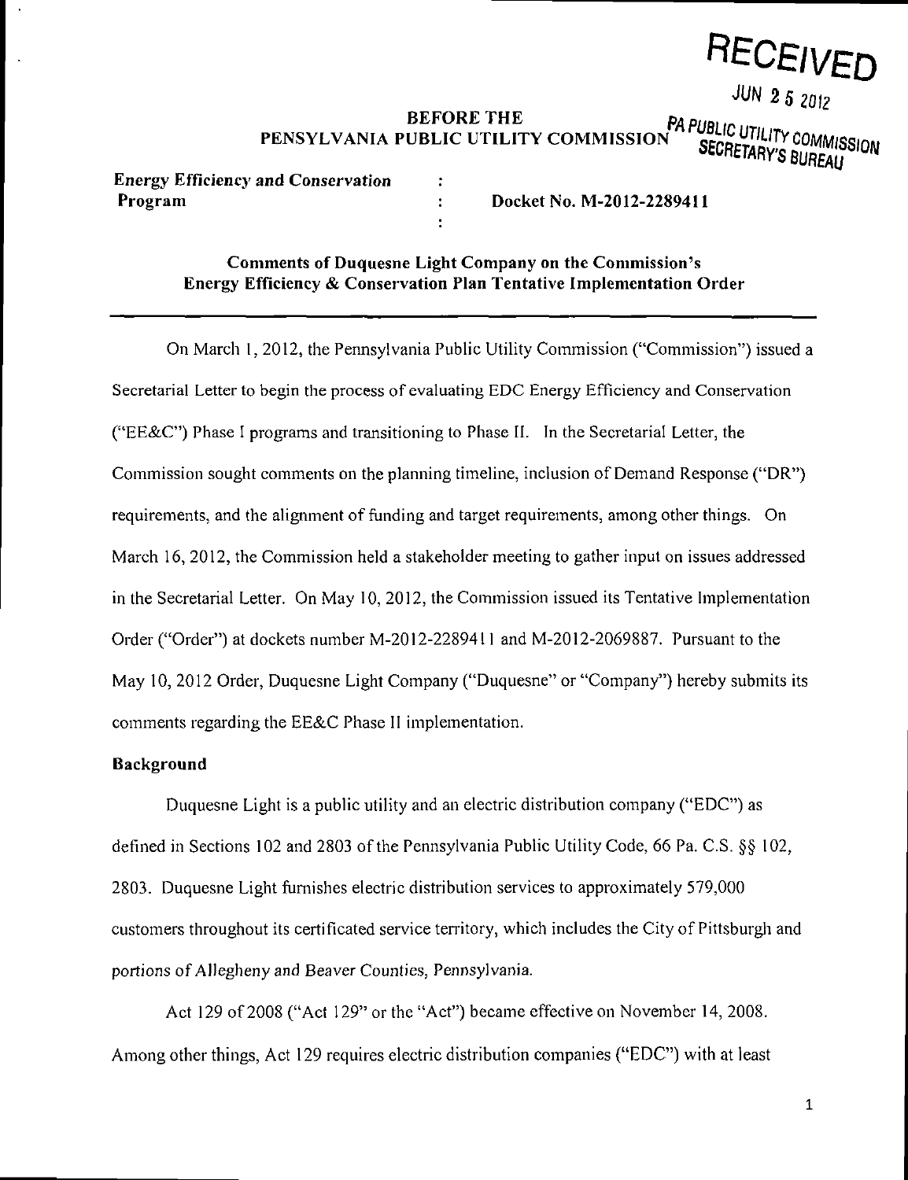RECEIVED

JUN 25 2012

PA PUBLIC UTILITY COMMISSION SECRETARY'S BUREAU

**BEFORE THE PENSYLVANIA PUBLIC UTILITY COMMISSION**

| | | |
|---|---|---|
| **Energy Efficiency and Conservation Program** | : | **Docket No. M-2012-2289411** |

**Comments of Duquesne Light Company on the Commission's Energy Efficiency & Conservation Plan Tentative Implementation Order**

On March 1, 2012, the Pennsylvania Public Utility Commission ("Commission") issued a Secretarial Letter to begin the process of evaluating EDC Energy Efficiency and Conservation ("EE&C") Phase I programs and transitioning to Phase II. In the Secretarial Letter, the Commission sought comments on the planning timeline, inclusion of Demand Response ("DR") requirements, and the alignment of funding and target requirements, among other things. On March 16, 2012, the Commission held a stakeholder meeting to gather input on issues addressed in the Secretarial Letter. On May 10, 2012, the Commission issued its Tentative Implementation Order ("Order") at dockets number M-2012-2289411 and M-2012-2069887. Pursuant to the May 10, 2012 Order, Duquesne Light Company ("Duquesne" or "Company") hereby submits its comments regarding the EE&C Phase II implementation.

**Background**

Duquesne Light is a public utility and an electric distribution company ("EDC") as defined in Sections 102 and 2803 of the Pennsylvania Public Utility Code, 66 Pa. C.S. §§ 102, 2803. Duquesne Light furnishes electric distribution services to approximately 579,000 customers throughout its certificated service territory, which includes the City of Pittsburgh and portions of Allegheny and Beaver Counties, Pennsylvania.

Act 129 of 2008 ("Act 129" or the "Act") became effective on November 14, 2008. Among other things, Act 129 requires electric distribution companies ("EDC") with at least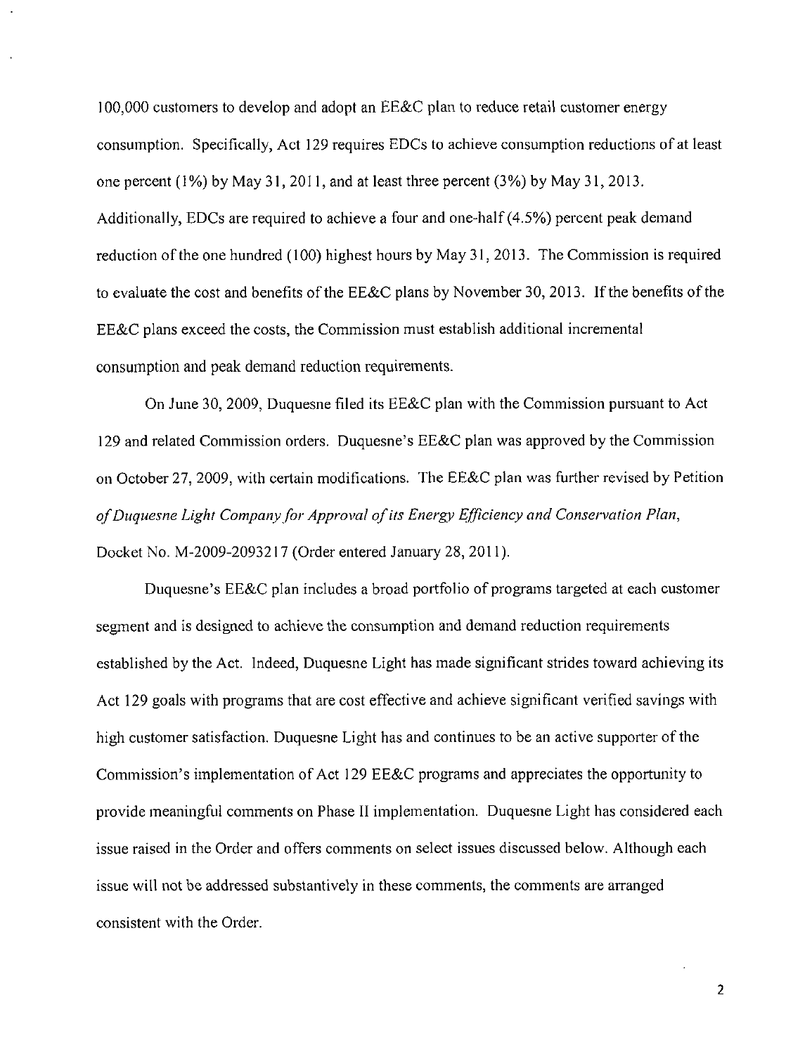100,000 customers to develop and adopt an EE&C plan to reduce retail customer energy consumption. Specifically, Act 129 requires EDCs to achieve consumption reductions of at least one percent (1%) by May 31, 2011, and at least three percent (3%) by May 31, 2013. Additionally, EDCs are required to achieve a four and one-half (4.5%) percent peak demand reduction of the one hundred (100) highest hours by May 31, 2013. The Commission is required to evaluate the cost and benefits of the EE&C plans by November 30, 2013. If the benefits of the EE&C plans exceed the costs, the Commission must establish additional incremental consumption and peak demand reduction requirements.

On June 30, 2009, Duquesne filed its EE&C plan with the Commission pursuant to Act 129 and related Commission orders. Duquesne's EE&C plan was approved by the Commission on October 27, 2009, with certain modifications. The EE&C plan was further revised by Petition *of Duquesne Light Company for Approval of its Energy Efficiency and Conservation Plan*, Docket No. M-2009-2093217 (Order entered January 28, 2011).

Duquesne's EE&C plan includes a broad portfolio of programs targeted at each customer segment and is designed to achieve the consumption and demand reduction requirements established by the Act. Indeed, Duquesne Light has made significant strides toward achieving its Act 129 goals with programs that are cost effective and achieve significant verified savings with high customer satisfaction. Duquesne Light has and continues to be an active supporter of the Commission's implementation of Act 129 EE&C programs and appreciates the opportunity to provide meaningful comments on Phase II implementation. Duquesne Light has considered each issue raised in the Order and offers comments on select issues discussed below. Although each issue will not be addressed substantively in these comments, the comments are arranged consistent with the Order.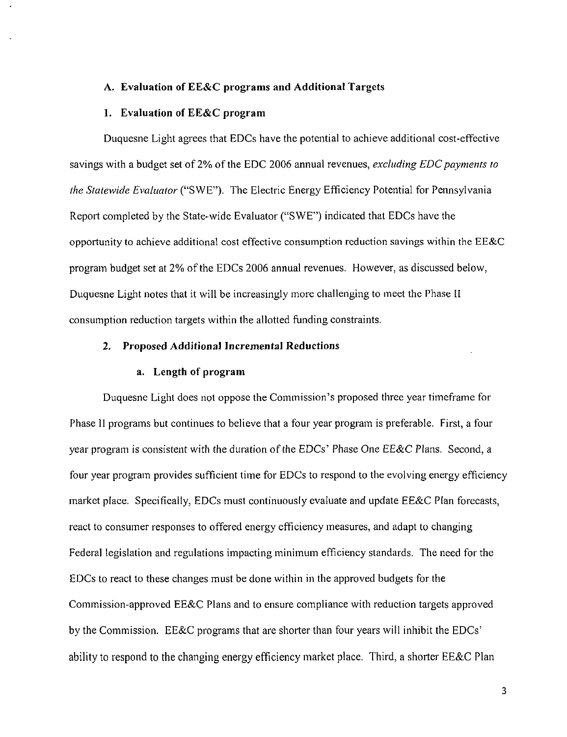### A. Evaluation of EE&C programs and Additional Targets

#### 1. Evaluation of EE&C program

Duquesne Light agrees that EDCs have the potential to achieve additional cost-effective savings with a budget set of 2% of the EDC 2006 annual revenues, *excluding EDC payments to the Statewide Evaluator* ("SWE"). The Electric Energy Efficiency Potential for Pennsylvania Report completed by the State-wide Evaluator ("SWE") indicated that EDCs have the opportunity to achieve additional cost effective consumption reduction savings within the EE&C program budget set at 2% of the EDCs 2006 annual revenues. However, as discussed below, Duquesne Light notes that it will be increasingly more challenging to meet the Phase II consumption reduction targets within the allotted funding constraints.

#### 2. Proposed Additional Incremental Reductions

##### a. Length of program

Duquesne Light does not oppose the Commission's proposed three year timeframe for Phase II programs but continues to believe that a four year program is preferable. First, a four year program is consistent with the duration of the EDCs' Phase One EE&C Plans. Second, a four year program provides sufficient time for EDCs to respond to the evolving energy efficiency market place. Specifically, EDCs must continuously evaluate and update EE&C Plan forecasts, react to consumer responses to offered energy efficiency measures, and adapt to changing Federal legislation and regulations impacting minimum efficiency standards. The need for the EDCs to react to these changes must be done within in the approved budgets for the Commission-approved EE&C Plans and to ensure compliance with reduction targets approved by the Commission. EE&C programs that are shorter than four years will inhibit the EDCs' ability to respond to the changing energy efficiency market place. Third, a shorter EE&C Plan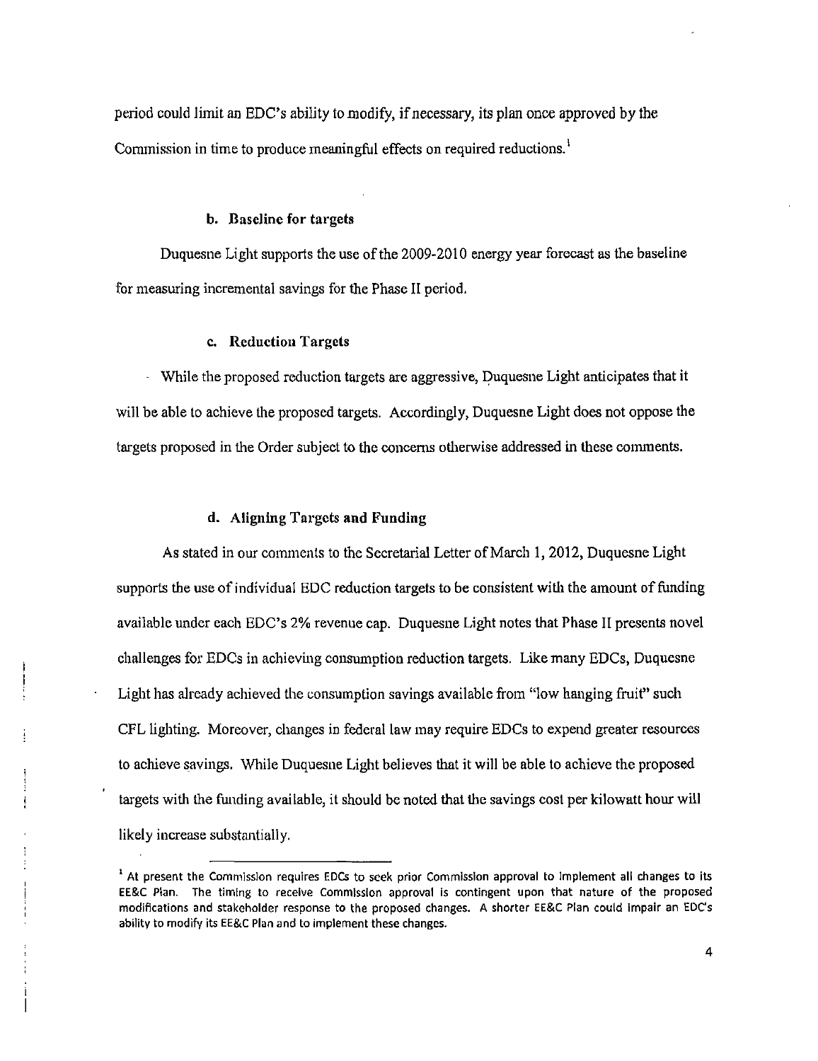period could limit an EDC's ability to modify, if necessary, its plan once approved by the Commission in time to produce meaningful effects on required reductions.[1]

### b. Baseline for targets

Duquesne Light supports the use of the 2009-2010 energy year forecast as the baseline for measuring incremental savings for the Phase II period.

### c. Reduction Targets

While the proposed reduction targets are aggressive, Duquesne Light anticipates that it will be able to achieve the proposed targets. Accordingly, Duquesne Light does not oppose the targets proposed in the Order subject to the concerns otherwise addressed in these comments.

### d. Aligning Targets and Funding

As stated in our comments to the Secretarial Letter of March 1, 2012, Duquesne Light supports the use of individual EDC reduction targets to be consistent with the amount of funding available under each EDC's 2% revenue cap. Duquesne Light notes that Phase II presents novel challenges for EDCs in achieving consumption reduction targets. Like many EDCs, Duquesne Light has already achieved the consumption savings available from "low hanging fruit" such CFL lighting. Moreover, changes in federal law may require EDCs to expend greater resources to achieve savings. While Duquesne Light believes that it will be able to achieve the proposed targets with the funding available, it should be noted that the savings cost per kilowatt hour will likely increase substantially.

---

[1] At present the Commission requires EDCs to seek prior Commission approval to implement all changes to its EE&C Plan. The timing to receive Commission approval is contingent upon that nature of the proposed modifications and stakeholder response to the proposed changes. A shorter EE&C Plan could impair an EDC's ability to modify its EE&C Plan and to implement these changes.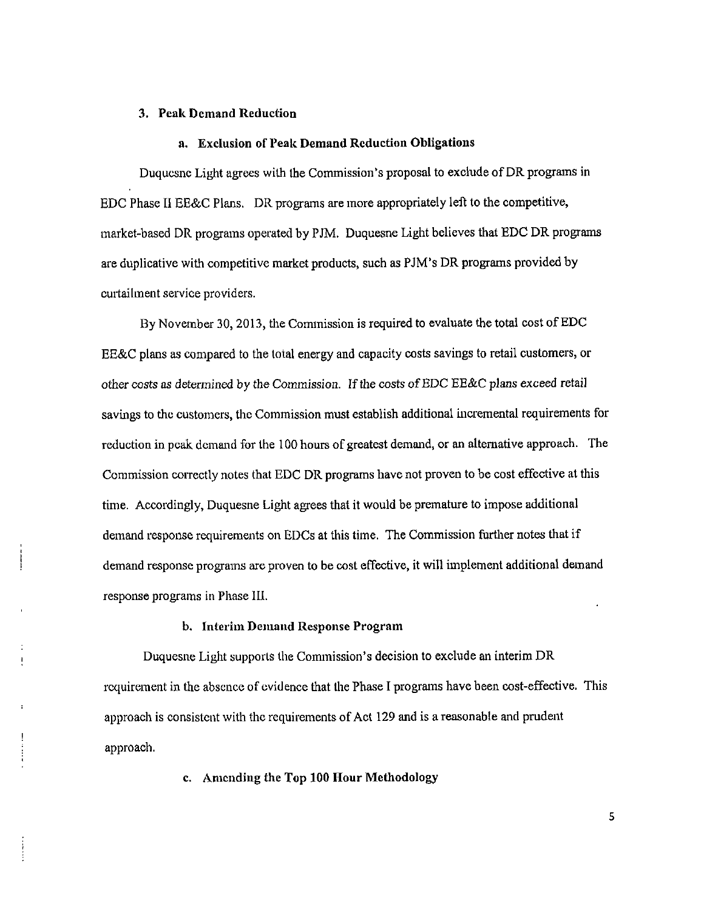### 3. Peak Demand Reduction

#### a. Exclusion of Peak Demand Reduction Obligations

Duquesne Light agrees with the Commission's proposal to exclude of DR programs in EDC Phase II EE&C Plans. DR programs are more appropriately left to the competitive, market-based DR programs operated by PJM. Duquesne Light believes that EDC DR programs are duplicative with competitive market products, such as PJM's DR programs provided by curtailment service providers.

By November 30, 2013, the Commission is required to evaluate the total cost of EDC EE&C plans as compared to the total energy and capacity costs savings to retail customers, or other costs as determined by the Commission. If the costs of EDC EE&C plans exceed retail savings to the customers, the Commission must establish additional incremental requirements for reduction in peak demand for the 100 hours of greatest demand, or an alternative approach. The Commission correctly notes that EDC DR programs have not proven to be cost effective at this time. Accordingly, Duquesne Light agrees that it would be premature to impose additional demand response requirements on EDCs at this time. The Commission further notes that if demand response programs are proven to be cost effective, it will implement additional demand response programs in Phase III.

#### b. Interim Demand Response Program

Duquesne Light supports the Commission's decision to exclude an interim DR requirement in the absence of evidence that the Phase I programs have been cost-effective. This approach is consistent with the requirements of Act 129 and is a reasonable and prudent approach.

#### c. Amending the Top 100 Hour Methodology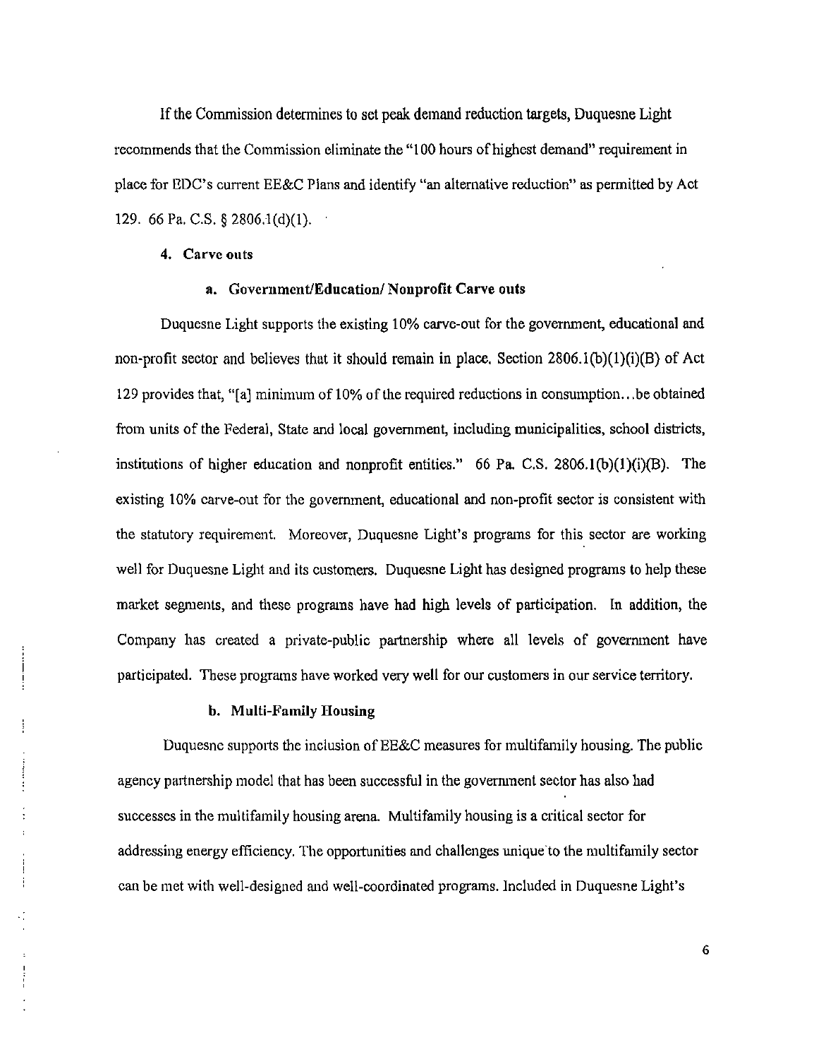If the Commission determines to set peak demand reduction targets, Duquesne Light recommends that the Commission eliminate the "100 hours of highest demand" requirement in place for EDC's current EE&C Plans and identify "an alternative reduction" as permitted by Act 129. 66 Pa. C.S. § 2806.1(d)(1).

### 4. Carve outs

#### a. Government/Education/ Nonprofit Carve outs

Duquesne Light supports the existing 10% carve-out for the government, educational and non-profit sector and believes that it should remain in place. Section 2806.1(b)(1)(i)(B) of Act 129 provides that, "[a] minimum of 10% of the required reductions in consumption...be obtained from units of the Federal, State and local government, including municipalities, school districts, institutions of higher education and nonprofit entities." 66 Pa. C.S. 2806.1(b)(1)(i)(B). The existing 10% carve-out for the government, educational and non-profit sector is consistent with the statutory requirement. Moreover, Duquesne Light's programs for this sector are working well for Duquesne Light and its customers. Duquesne Light has designed programs to help these market segments, and these programs have had high levels of participation. In addition, the Company has created a private-public partnership where all levels of government have participated. These programs have worked very well for our customers in our service territory.

#### b. Multi-Family Housing

Duquesne supports the inclusion of EE&C measures for multifamily housing. The public agency partnership model that has been successful in the government sector has also had successes in the multifamily housing arena. Multifamily housing is a critical sector for addressing energy efficiency. The opportunities and challenges unique to the multifamily sector can be met with well-designed and well-coordinated programs. Included in Duquesne Light's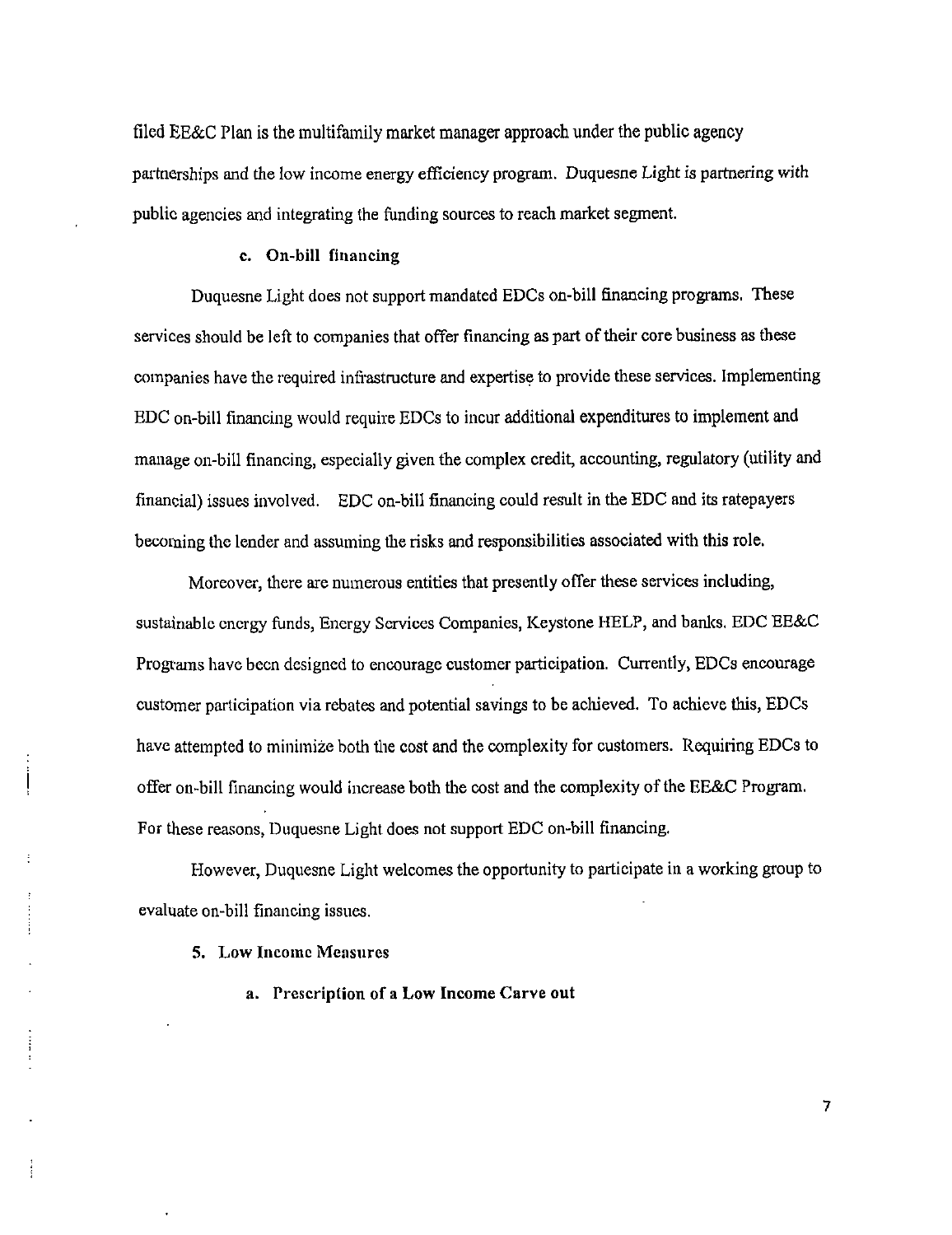filed EE&C Plan is the multifamily market manager approach under the public agency partnerships and the low income energy efficiency program. Duquesne Light is partnering with public agencies and integrating the funding sources to reach market segment.

### c. On-bill financing

Duquesne Light does not support mandated EDCs on-bill financing programs. These services should be left to companies that offer financing as part of their core business as these companies have the required infrastructure and expertise to provide these services. Implementing EDC on-bill financing would require EDCs to incur additional expenditures to implement and manage on-bill financing, especially given the complex credit, accounting, regulatory (utility and financial) issues involved. EDC on-bill financing could result in the EDC and its ratepayers becoming the lender and assuming the risks and responsibilities associated with this role.

Moreover, there are numerous entities that presently offer these services including, sustainable energy funds, Energy Services Companies, Keystone HELP, and banks. EDC EE&C Programs have been designed to encourage customer participation. Currently, EDCs encourage customer participation via rebates and potential savings to be achieved. To achieve this, EDCs have attempted to minimize both the cost and the complexity for customers. Requiring EDCs to offer on-bill financing would increase both the cost and the complexity of the EE&C Program. For these reasons, Duquesne Light does not support EDC on-bill financing.

However, Duquesne Light welcomes the opportunity to participate in a working group to evaluate on-bill financing issues.

## 5. Low Income Measures

### a. Prescription of a Low Income Carve out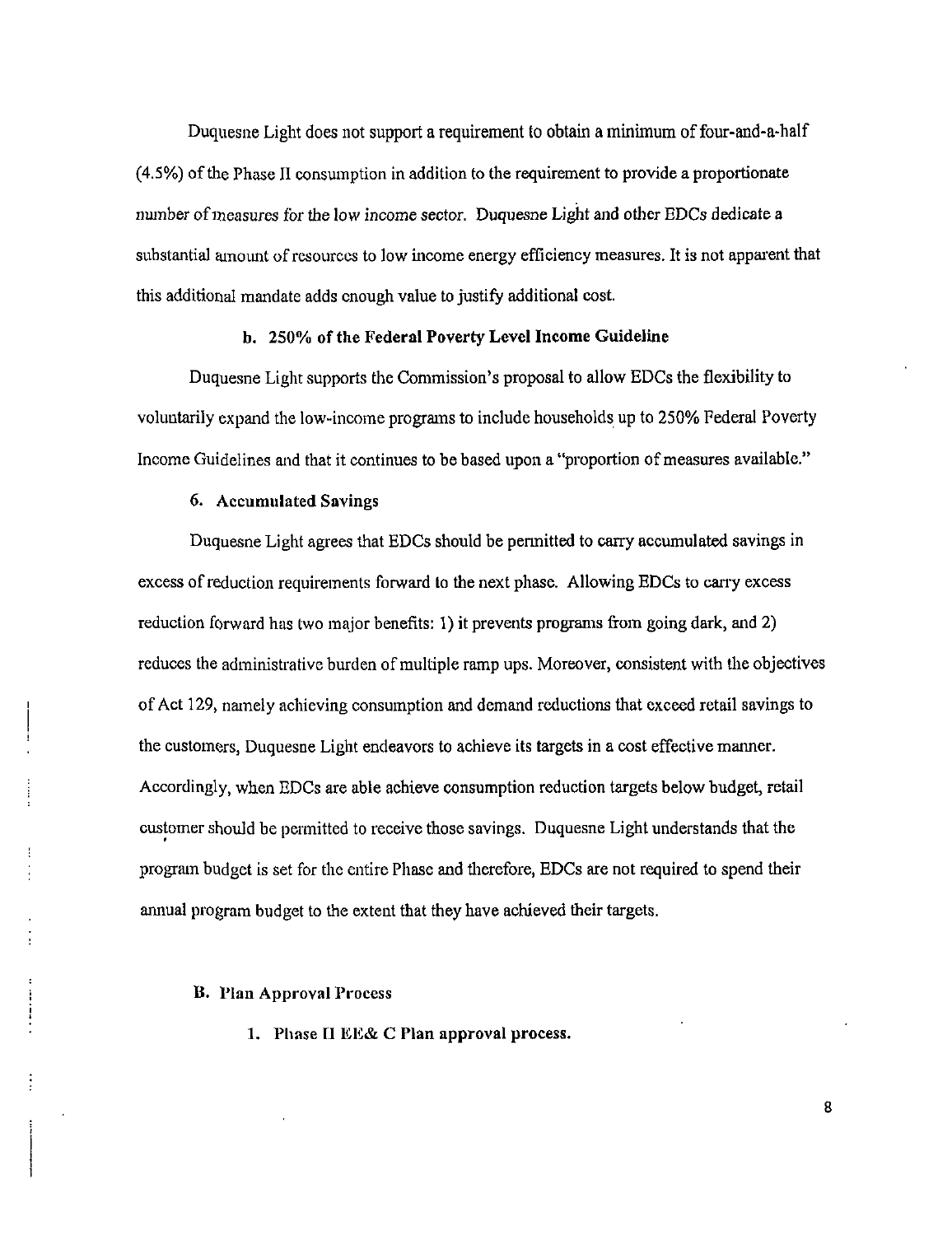Duquesne Light does not support a requirement to obtain a minimum of four-and-a-half (4.5%) of the Phase II consumption in addition to the requirement to provide a proportionate number of measures for the low income sector. Duquesne Light and other EDCs dedicate a substantial amount of resources to low income energy efficiency measures. It is not apparent that this additional mandate adds enough value to justify additional cost.

#### b. 250% of the Federal Poverty Level Income Guideline

Duquesne Light supports the Commission's proposal to allow EDCs the flexibility to voluntarily expand the low-income programs to include households up to 250% Federal Poverty Income Guidelines and that it continues to be based upon a "proportion of measures available."

### 6. Accumulated Savings

Duquesne Light agrees that EDCs should be permitted to carry accumulated savings in excess of reduction requirements forward to the next phase. Allowing EDCs to carry excess reduction forward has two major benefits: 1) it prevents programs from going dark, and 2) reduces the administrative burden of multiple ramp ups. Moreover, consistent with the objectives of Act 129, namely achieving consumption and demand reductions that exceed retail savings to the customers, Duquesne Light endeavors to achieve its targets in a cost effective manner. Accordingly, when EDCs are able achieve consumption reduction targets below budget, retail customer should be permitted to receive those savings. Duquesne Light understands that the program budget is set for the entire Phase and therefore, EDCs are not required to spend their annual program budget to the extent that they have achieved their targets.

## B. Plan Approval Process

### 1. Phase II EE& C Plan approval process.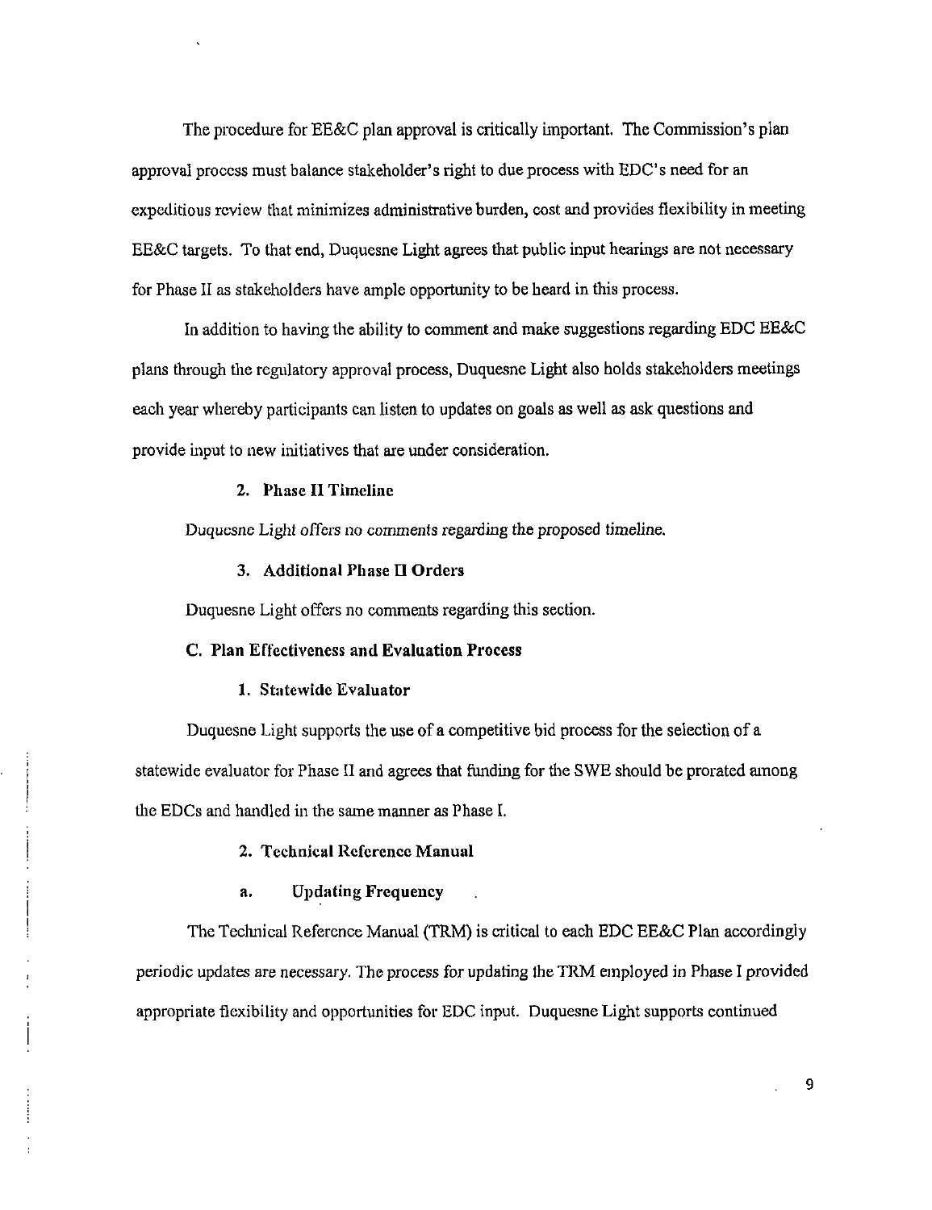The procedure for EE&C plan approval is critically important. The Commission's plan approval process must balance stakeholder's right to due process with EDC's need for an expeditious review that minimizes administrative burden, cost and provides flexibility in meeting EE&C targets. To that end, Duquesne Light agrees that public input hearings are not necessary for Phase II as stakeholders have ample opportunity to be heard in this process.

In addition to having the ability to comment and make suggestions regarding EDC EE&C plans through the regulatory approval process, Duquesne Light also holds stakeholders meetings each year whereby participants can listen to updates on goals as well as ask questions and provide input to new initiatives that are under consideration.

**2. Phase II Timeline**

Duquesne Light offers no comments regarding the proposed timeline.

**3. Additional Phase II Orders**

Duquesne Light offers no comments regarding this section.

**C. Plan Effectiveness and Evaluation Process**

**1. Statewide Evaluator**

Duquesne Light supports the use of a competitive bid process for the selection of a statewide evaluator for Phase II and agrees that funding for the SWE should be prorated among the EDCs and handled in the same manner as Phase I.

**2. Technical Reference Manual**

**a. Updating Frequency**

The Technical Reference Manual (TRM) is critical to each EDC EE&C Plan accordingly periodic updates are necessary. The process for updating the TRM employed in Phase I provided appropriate flexibility and opportunities for EDC input. Duquesne Light supports continued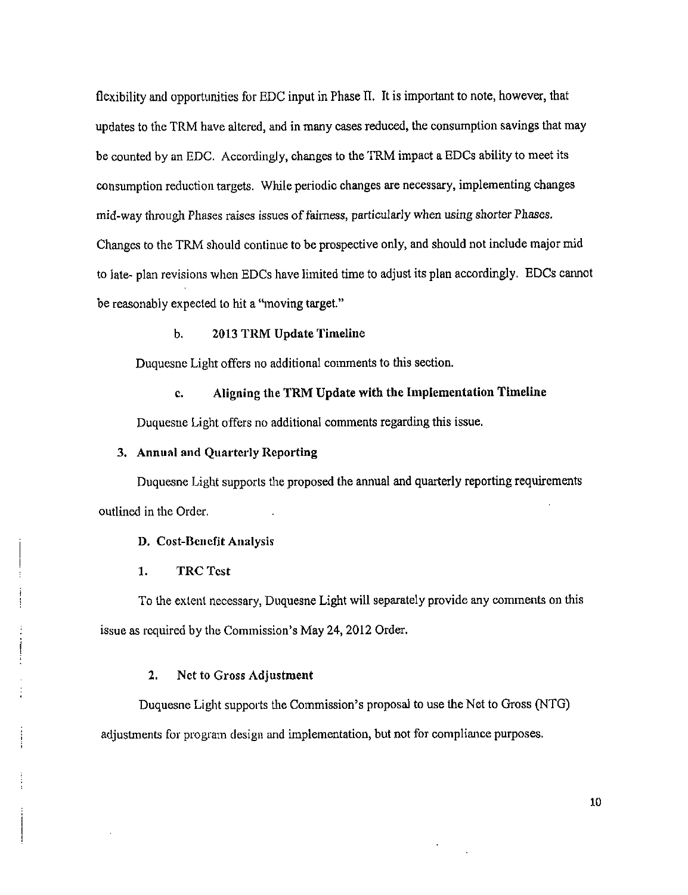flexibility and opportunities for EDC input in Phase II. It is important to note, however, that updates to the TRM have altered, and in many cases reduced, the consumption savings that may be counted by an EDC. Accordingly, changes to the TRM impact a EDCs ability to meet its consumption reduction targets. While periodic changes are necessary, implementing changes mid-way through Phases raises issues of fairness, particularly when using shorter Phases. Changes to the TRM should continue to be prospective only, and should not include major mid to late- plan revisions when EDCs have limited time to adjust its plan accordingly. EDCs cannot be reasonably expected to hit a "moving target."

**b. 2013 TRM Update Timeline**

Duquesne Light offers no additional comments to this section.

**c. Aligning the TRM Update with the Implementation Timeline**

Duquesne Light offers no additional comments regarding this issue.

**3. Annual and Quarterly Reporting**

Duquesne Light supports the proposed the annual and quarterly reporting requirements outlined in the Order.

**D. Cost-Benefit Analysis**

**1. TRC Test**

To the extent necessary, Duquesne Light will separately provide any comments on this issue as required by the Commission's May 24, 2012 Order.

**2. Net to Gross Adjustment**

Duquesne Light supports the Commission's proposal to use the Net to Gross (NTG) adjustments for program design and implementation, but not for compliance purposes.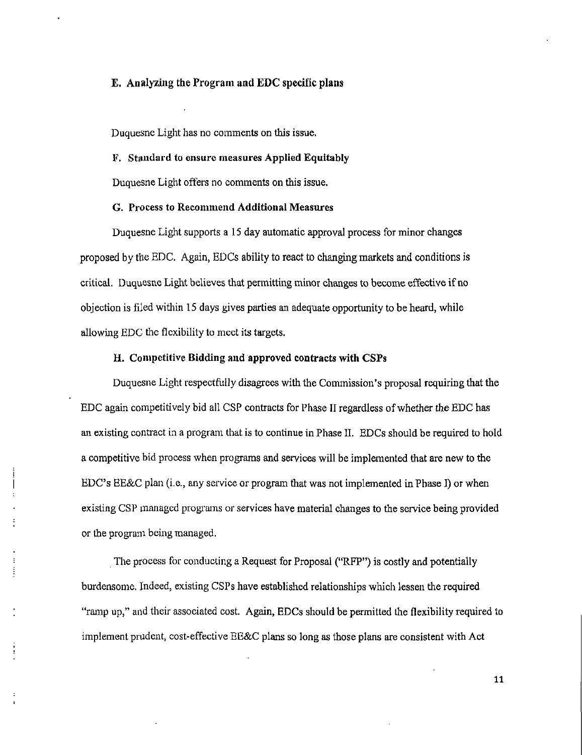### E. Analyzing the Program and EDC specific plans

Duquesne Light has no comments on this issue.

### F. Standard to ensure measures Applied Equitably

Duquesne Light offers no comments on this issue.

### G. Process to Recommend Additional Measures

Duquesne Light supports a 15 day automatic approval process for minor changes proposed by the EDC. Again, EDCs ability to react to changing markets and conditions is critical. Duquesne Light believes that permitting minor changes to become effective if no objection is filed within 15 days gives parties an adequate opportunity to be heard, while allowing EDC the flexibility to meet its targets.

### H. Competitive Bidding and approved contracts with CSPs

Duquesne Light respectfully disagrees with the Commission's proposal requiring that the EDC again competitively bid all CSP contracts for Phase II regardless of whether the EDC has an existing contract in a program that is to continue in Phase II. EDCs should be required to hold a competitive bid process when programs and services will be implemented that are new to the EDC's EE&C plan (i.e., any service or program that was not implemented in Phase I) or when existing CSP managed programs or services have material changes to the service being provided or the program being managed.

The process for conducting a Request for Proposal ("RFP") is costly and potentially burdensome. Indeed, existing CSPs have established relationships which lessen the required "ramp up," and their associated cost. Again, EDCs should be permitted the flexibility required to implement prudent, cost-effective EE&C plans so long as those plans are consistent with Act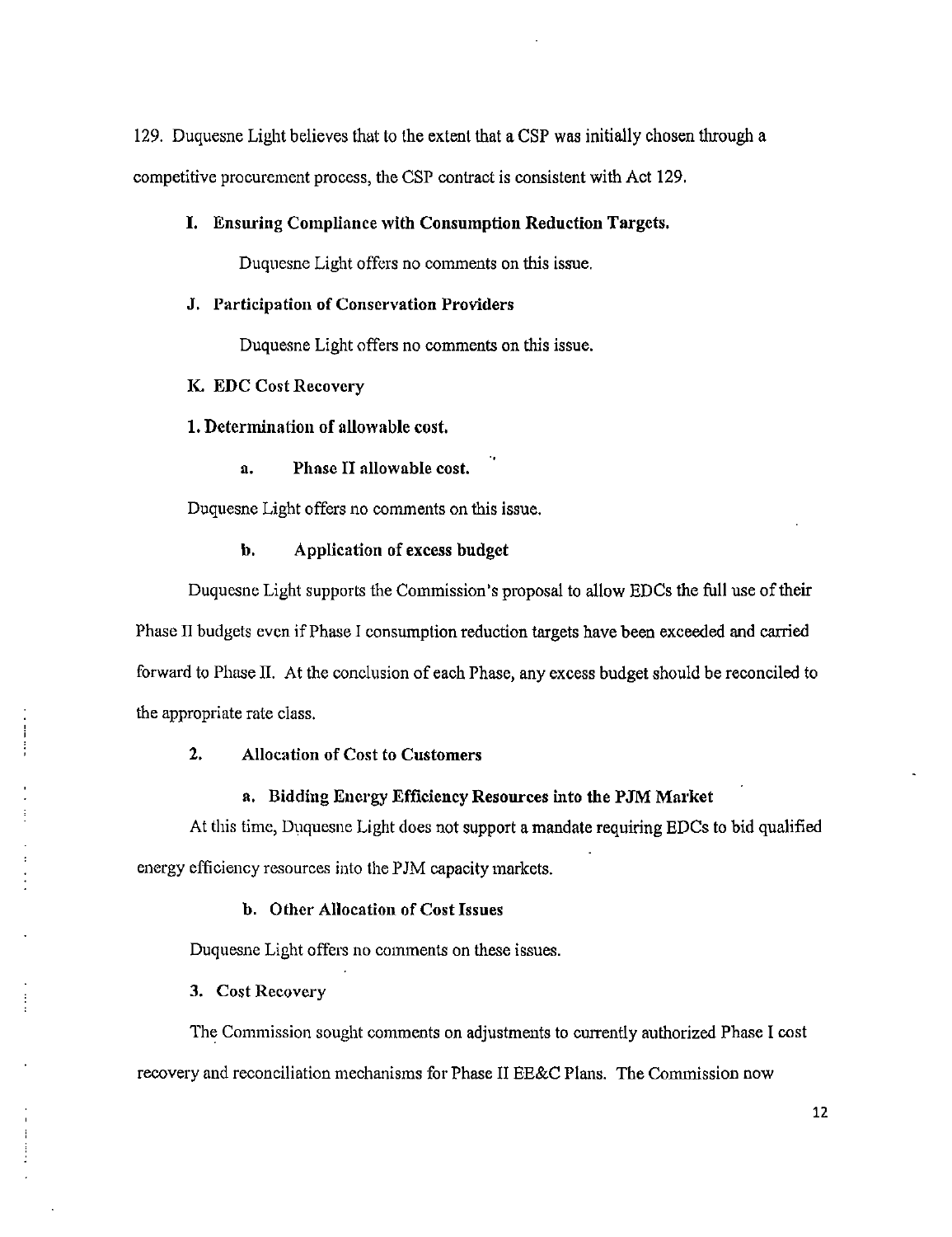129. Duquesne Light believes that to the extent that a CSP was initially chosen through a competitive procurement process, the CSP contract is consistent with Act 129.

### I. Ensuring Compliance with Consumption Reduction Targets.

Duquesne Light offers no comments on this issue.

### J. Participation of Conservation Providers

Duquesne Light offers no comments on this issue.

### K. EDC Cost Recovery

#### 1. Determination of allowable cost.

##### a. Phase II allowable cost.

Duquesne Light offers no comments on this issue.

##### b. Application of excess budget

Duquesne Light supports the Commission's proposal to allow EDCs the full use of their Phase II budgets even if Phase I consumption reduction targets have been exceeded and carried forward to Phase II. At the conclusion of each Phase, any excess budget should be reconciled to the appropriate rate class.

#### 2. Allocation of Cost to Customers

##### a. Bidding Energy Efficiency Resources into the PJM Market

At this time, Duquesne Light does not support a mandate requiring EDCs to bid qualified energy efficiency resources into the PJM capacity markets.

##### b. Other Allocation of Cost Issues

Duquesne Light offers no comments on these issues.

#### 3. Cost Recovery

The Commission sought comments on adjustments to currently authorized Phase I cost recovery and reconciliation mechanisms for Phase II EE&C Plans. The Commission now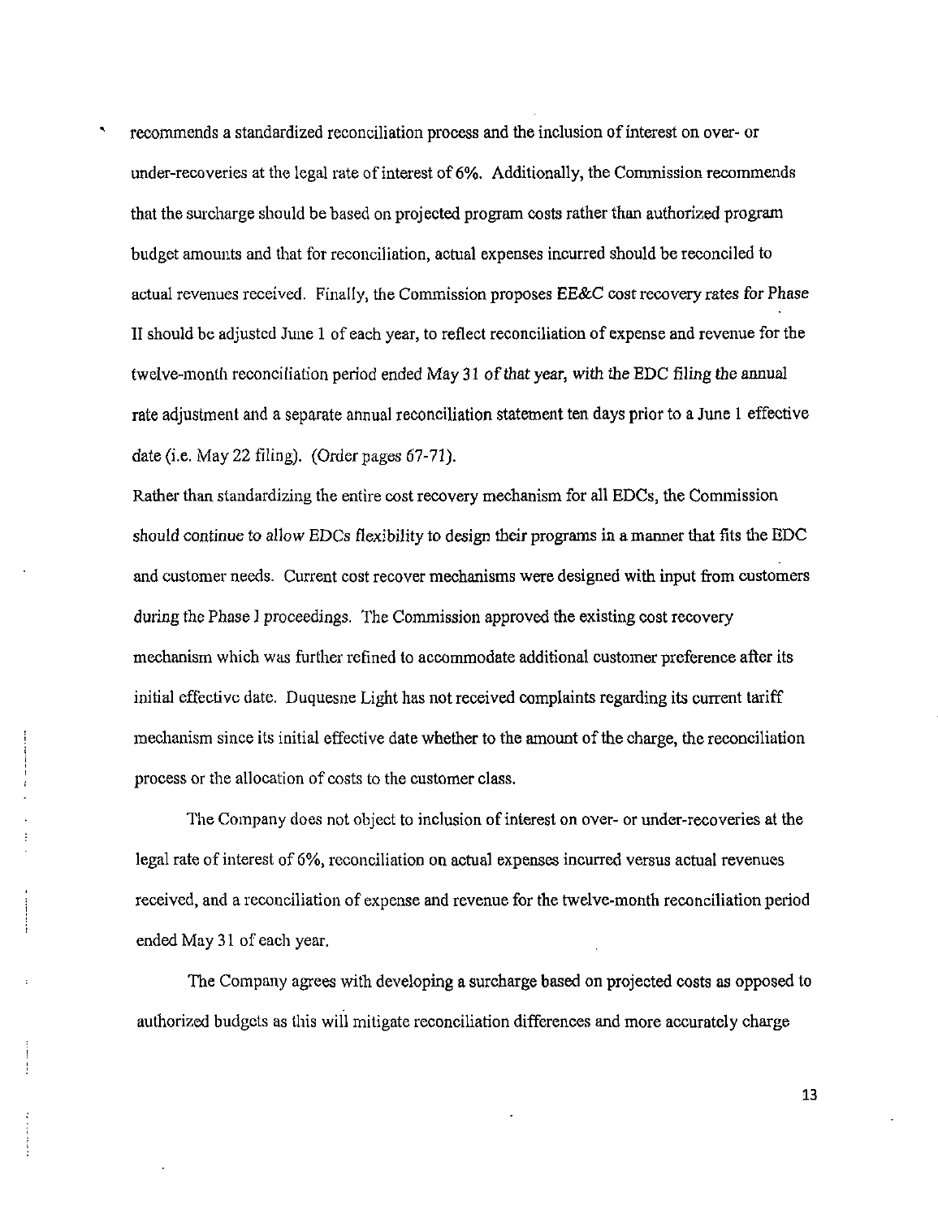recommends a standardized reconciliation process and the inclusion of interest on over- or under-recoveries at the legal rate of interest of 6%. Additionally, the Commission recommends that the surcharge should be based on projected program costs rather than authorized program budget amounts and that for reconciliation, actual expenses incurred should be reconciled to actual revenues received. Finally, the Commission proposes EE&C cost recovery rates for Phase II should be adjusted June 1 of each year, to reflect reconciliation of expense and revenue for the twelve-month reconciliation period ended May 31 of that year, with the EDC filing the annual rate adjustment and a separate annual reconciliation statement ten days prior to a June 1 effective date (i.e. May 22 filing). (Order pages 67-71).

Rather than standardizing the entire cost recovery mechanism for all EDCs, the Commission should continue to allow EDCs flexibility to design their programs in a manner that fits the EDC and customer needs. Current cost recover mechanisms were designed with input from customers during the Phase I proceedings. The Commission approved the existing cost recovery mechanism which was further refined to accommodate additional customer preference after its initial effective date. Duquesne Light has not received complaints regarding its current tariff mechanism since its initial effective date whether to the amount of the charge, the reconciliation process or the allocation of costs to the customer class.

The Company does not object to inclusion of interest on over- or under-recoveries at the legal rate of interest of 6%, reconciliation on actual expenses incurred versus actual revenues received, and a reconciliation of expense and revenue for the twelve-month reconciliation period ended May 31 of each year.

The Company agrees with developing a surcharge based on projected costs as opposed to authorized budgets as this will mitigate reconciliation differences and more accurately charge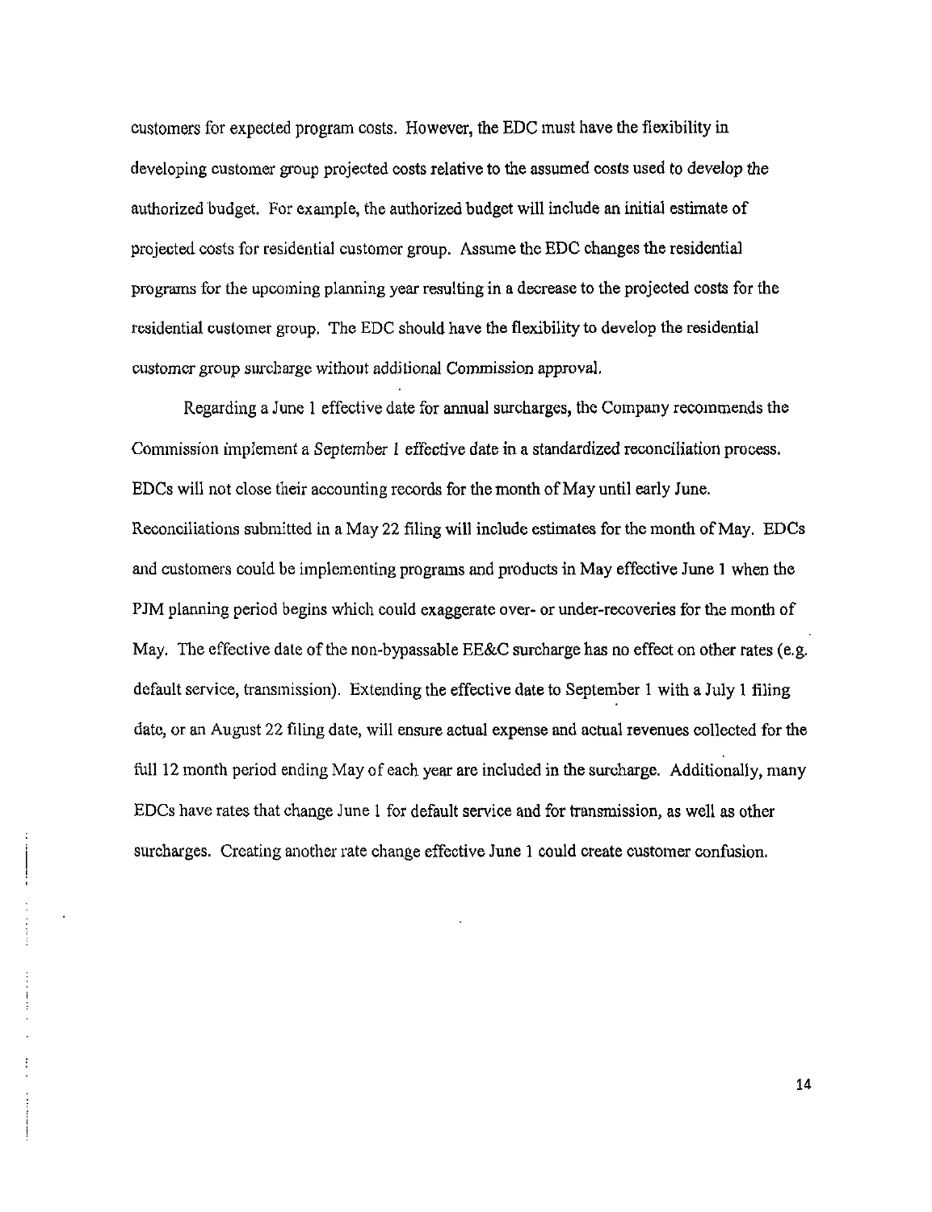customers for expected program costs. However, the EDC must have the flexibility in developing customer group projected costs relative to the assumed costs used to develop the authorized budget. For example, the authorized budget will include an initial estimate of projected costs for residential customer group. Assume the EDC changes the residential programs for the upcoming planning year resulting in a decrease to the projected costs for the residential customer group. The EDC should have the flexibility to develop the residential customer group surcharge without additional Commission approval.

Regarding a June 1 effective date for annual surcharges, the Company recommends the Commission implement a *September 1* effective date in a standardized reconciliation process. EDCs will not close their accounting records for the month of May until early June. Reconciliations submitted in a May 22 filing will include estimates for the month of May. EDCs and customers could be implementing programs and products in May effective June 1 when the PJM planning period begins which could exaggerate over- or under-recoveries for the month of May. The effective date of the non-bypassable EE&C surcharge has no effect on other rates (e.g. default service, transmission). Extending the effective date to September 1 with a July 1 filing date, or an August 22 filing date, will ensure actual expense and actual revenues collected for the full 12 month period ending May of each year are included in the surcharge. Additionally, many EDCs have rates that change June 1 for default service and for transmission, as well as other surcharges. Creating another rate change effective June 1 could create customer confusion.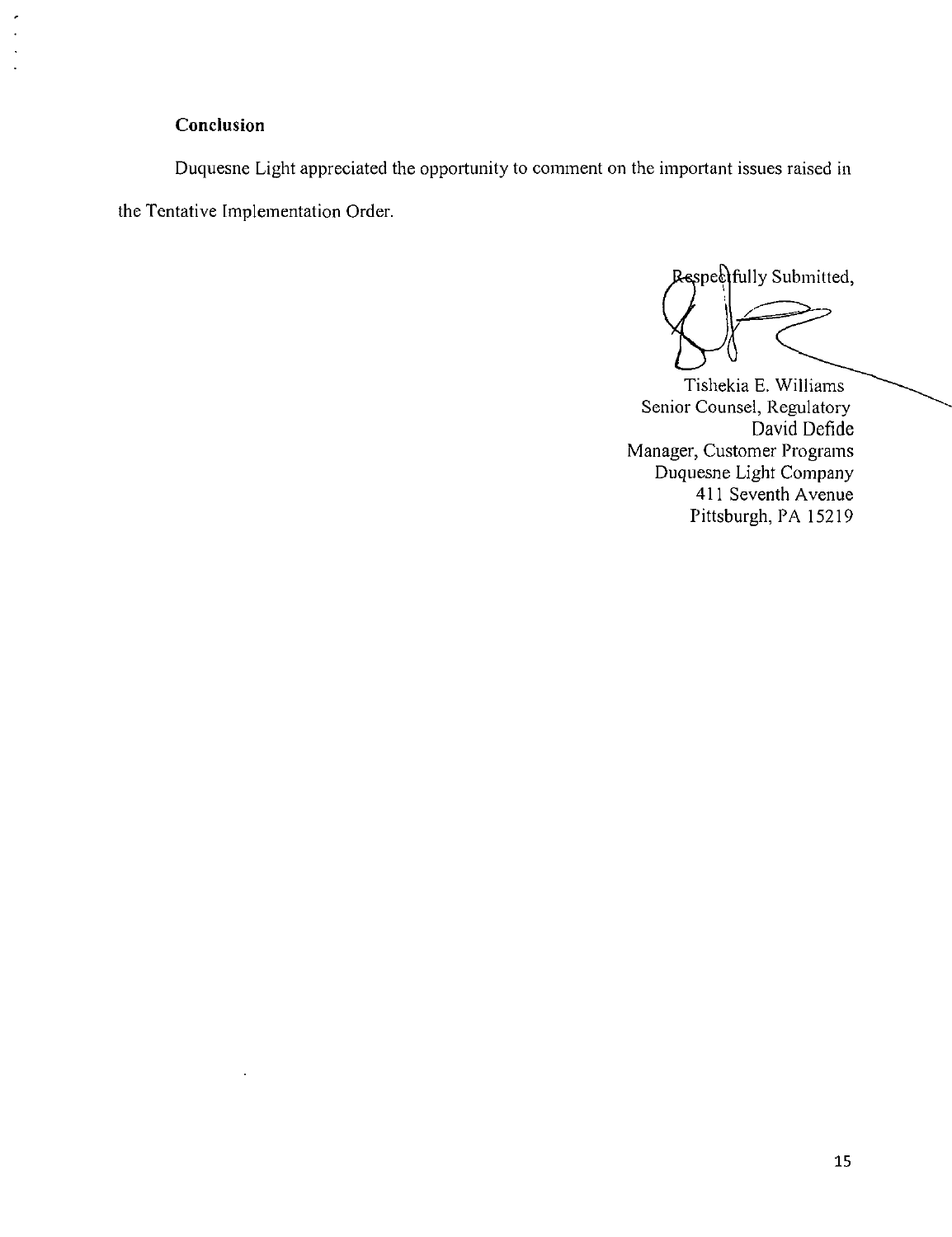### Conclusion

Duquesne Light appreciated the opportunity to comment on the important issues raised in the Tentative Implementation Order.

Respectfully Submitted,

Tishekia E. Williams  
Senior Counsel, Regulatory  
David Defide  
Manager, Customer Programs  
Duquesne Light Company  
411 Seventh Avenue  
Pittsburgh, PA 15219